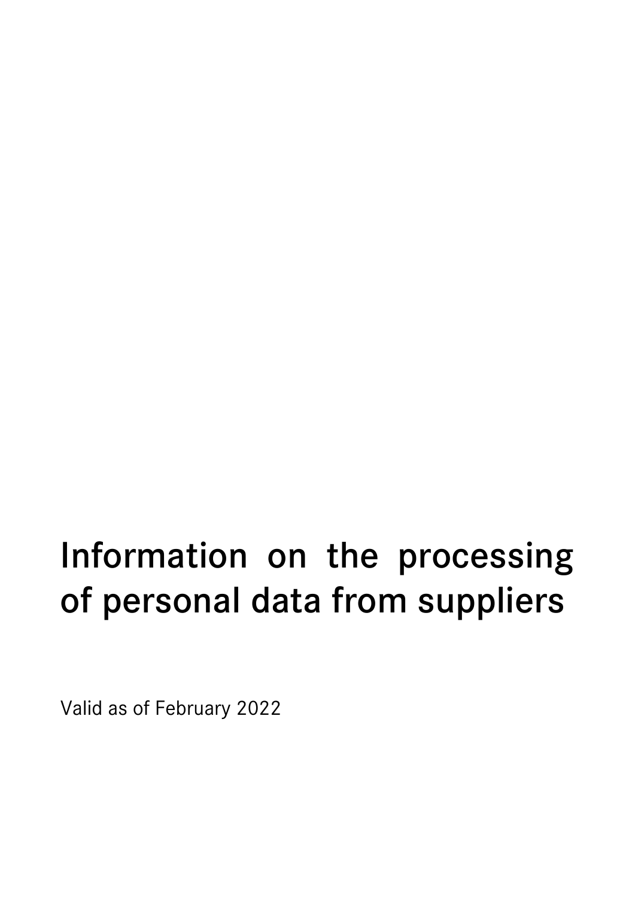# Information on the processing of personal data from suppliers

Valid as of February 2022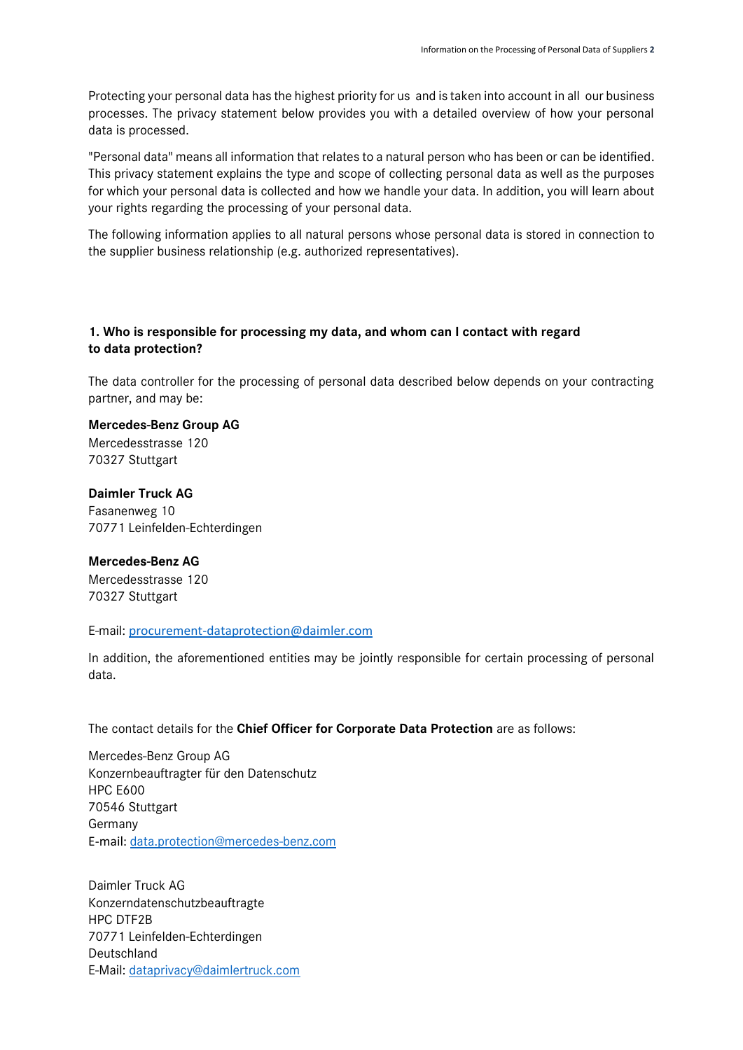Protecting your personal data has the highest priority for us and is taken into account in all our business processes. The privacy statement below provides you with a detailed overview of how your personal data is processed.

"Personal data" means all information that relates to a natural person who has been or can be identified. This privacy statement explains the type and scope of collecting personal data as well as the purposes for which your personal data is collected and how we handle your data. In addition, you will learn about your rights regarding the processing of your personal data.

The following information applies to all natural persons whose personal data is stored in connection to the supplier business relationship (e.g. authorized representatives).

## 1. Who is responsible for processing my data, and whom can I contact with regard to data protection?

The data controller for the processing of personal data described below depends on your contracting partner, and may be:

**Mercedes-Benz Group AG**
Mercedesstrasse 120
70327 Stuttgart

**Daimler Truck AG**
Fasanenweg 10
70771 Leinfelden-Echterdingen

**Mercedes-Benz AG**
Mercedesstrasse 120
70327 Stuttgart

E-mail: procurement-dataprotection@daimler.com

In addition, the aforementioned entities may be jointly responsible for certain processing of personal data.

The contact details for the **Chief Officer for Corporate Data Protection** are as follows:

Mercedes-Benz Group AG
Konzernbeauftragter für den Datenschutz
HPC E600
70546 Stuttgart
Germany
E-mail: data.protection@mercedes-benz.com

Daimler Truck AG
Konzerndatenschutzbeauftragte
HPC DTF2B
70771 Leinfelden-Echterdingen
Deutschland
E-Mail: dataprivacy@daimlertruck.com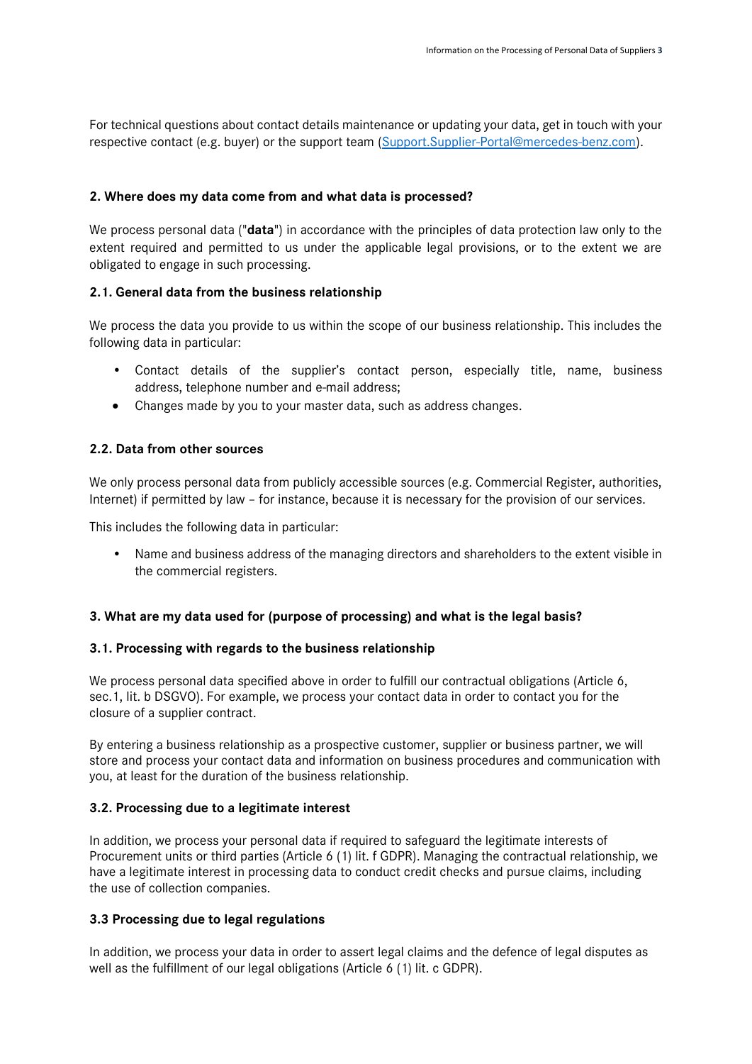For technical questions about contact details maintenance or updating your data, get in touch with your respective contact (e.g. buyer) or the support team (Support.Supplier-Portal@mercedes-benz.com).

## 2. Where does my data come from and what data is processed?

We process personal data ("**data**") in accordance with the principles of data protection law only to the extent required and permitted to us under the applicable legal provisions, or to the extent we are obligated to engage in such processing.

### 2.1. General data from the business relationship

We process the data you provide to us within the scope of our business relationship. This includes the following data in particular:

- Contact details of the supplier's contact person, especially title, name, business address, telephone number and e-mail address;
- Changes made by you to your master data, such as address changes.

### 2.2. Data from other sources

We only process personal data from publicly accessible sources (e.g. Commercial Register, authorities, Internet) if permitted by law – for instance, because it is necessary for the provision of our services.

This includes the following data in particular:

- Name and business address of the managing directors and shareholders to the extent visible in the commercial registers.

## 3. What are my data used for (purpose of processing) and what is the legal basis?

### 3.1. Processing with regards to the business relationship

We process personal data specified above in order to fulfill our contractual obligations (Article 6, sec.1, lit. b DSGVO). For example, we process your contact data in order to contact you for the closure of a supplier contract.

By entering a business relationship as a prospective customer, supplier or business partner, we will store and process your contact data and information on business procedures and communication with you, at least for the duration of the business relationship.

### 3.2. Processing due to a legitimate interest

In addition, we process your personal data if required to safeguard the legitimate interests of Procurement units or third parties (Article 6 (1) lit. f GDPR). Managing the contractual relationship, we have a legitimate interest in processing data to conduct credit checks and pursue claims, including the use of collection companies.

### 3.3 Processing due to legal regulations

In addition, we process your data in order to assert legal claims and the defence of legal disputes as well as the fulfillment of our legal obligations (Article 6 (1) lit. c GDPR).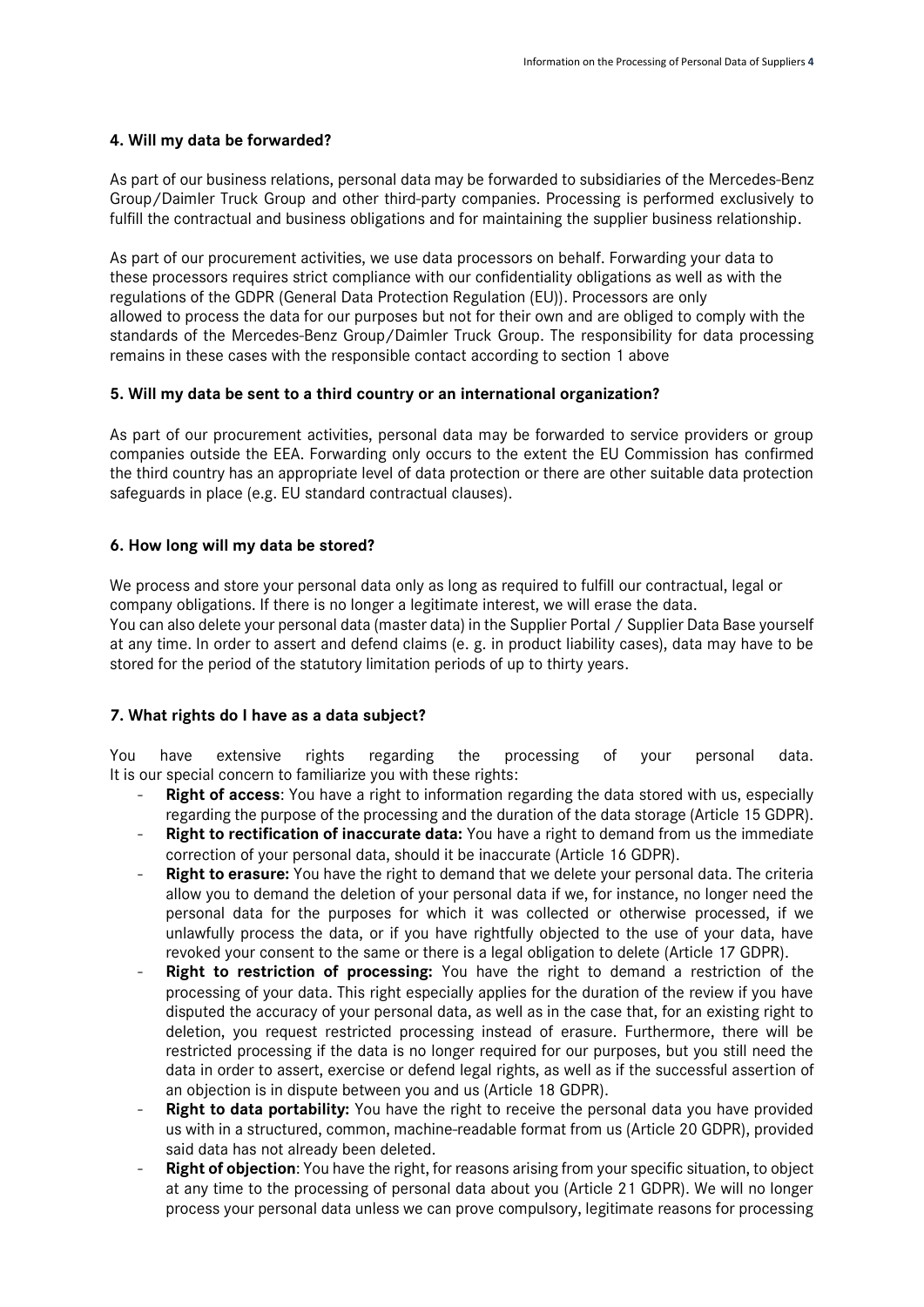### 4. Will my data be forwarded?

As part of our business relations, personal data may be forwarded to subsidiaries of the Mercedes-Benz Group/Daimler Truck Group and other third-party companies. Processing is performed exclusively to fulfill the contractual and business obligations and for maintaining the supplier business relationship.

As part of our procurement activities, we use data processors on behalf. Forwarding your data to these processors requires strict compliance with our confidentiality obligations as well as with the regulations of the GDPR (General Data Protection Regulation (EU)). Processors are only allowed to process the data for our purposes but not for their own and are obliged to comply with the standards of the Mercedes-Benz Group/Daimler Truck Group. The responsibility for data processing remains in these cases with the responsible contact according to section 1 above

### 5. Will my data be sent to a third country or an international organization?

As part of our procurement activities, personal data may be forwarded to service providers or group companies outside the EEA. Forwarding only occurs to the extent the EU Commission has confirmed the third country has an appropriate level of data protection or there are other suitable data protection safeguards in place (e.g. EU standard contractual clauses).

### 6. How long will my data be stored?

We process and store your personal data only as long as required to fulfill our contractual, legal or company obligations. If there is no longer a legitimate interest, we will erase the data.
You can also delete your personal data (master data) in the Supplier Portal / Supplier Data Base yourself at any time. In order to assert and defend claims (e. g. in product liability cases), data may have to be stored for the period of the statutory limitation periods of up to thirty years.

### 7. What rights do I have as a data subject?

You have extensive rights regarding the processing of your personal data.
It is our special concern to familiarize you with these rights:

- **Right of access**: You have a right to information regarding the data stored with us, especially regarding the purpose of the processing and the duration of the data storage (Article 15 GDPR).
- **Right to rectification of inaccurate data:** You have a right to demand from us the immediate correction of your personal data, should it be inaccurate (Article 16 GDPR).
- **Right to erasure:** You have the right to demand that we delete your personal data. The criteria allow you to demand the deletion of your personal data if we, for instance, no longer need the personal data for the purposes for which it was collected or otherwise processed, if we unlawfully process the data, or if you have rightfully objected to the use of your data, have revoked your consent to the same or there is a legal obligation to delete (Article 17 GDPR).
- **Right to restriction of processing:** You have the right to demand a restriction of the processing of your data. This right especially applies for the duration of the review if you have disputed the accuracy of your personal data, as well as in the case that, for an existing right to deletion, you request restricted processing instead of erasure. Furthermore, there will be restricted processing if the data is no longer required for our purposes, but you still need the data in order to assert, exercise or defend legal rights, as well as if the successful assertion of an objection is in dispute between you and us (Article 18 GDPR).
- **Right to data portability:** You have the right to receive the personal data you have provided us with in a structured, common, machine-readable format from us (Article 20 GDPR), provided said data has not already been deleted.
- **Right of objection**: You have the right, for reasons arising from your specific situation, to object at any time to the processing of personal data about you (Article 21 GDPR). We will no longer process your personal data unless we can prove compulsory, legitimate reasons for processing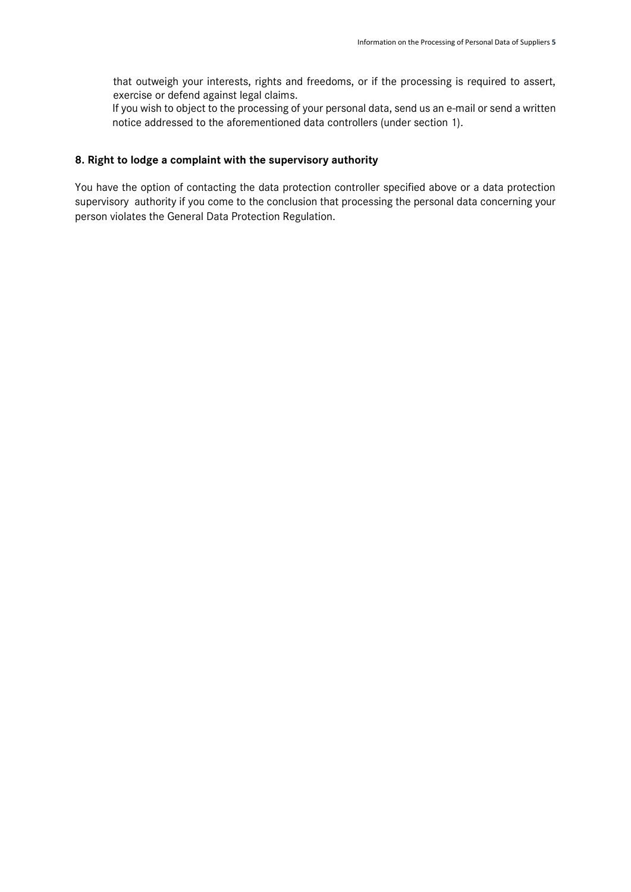that outweigh your interests, rights and freedoms, or if the processing is required to assert, exercise or defend against legal claims.

If you wish to object to the processing of your personal data, send us an e-mail or send a written notice addressed to the aforementioned data controllers (under section 1).

## 8. Right to lodge a complaint with the supervisory authority

You have the option of contacting the data protection controller specified above or a data protection supervisory authority if you come to the conclusion that processing the personal data concerning your person violates the General Data Protection Regulation.